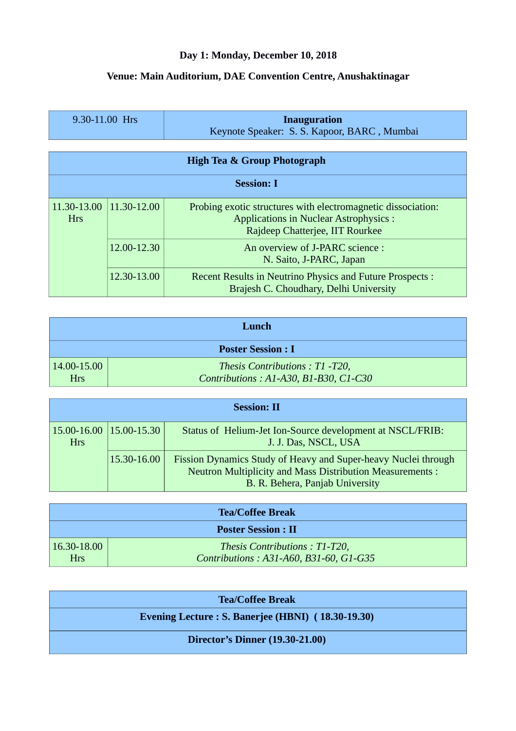**Day 1: Monday, December 10, 2018**

**Venue: Main Auditorium, DAE Convention Centre, Anushaktinagar**

| 9.30-11.00 Hrs | **Inauguration**<br>Keynote Speaker: S. S. Kapoor, BARC , Mumbai |
|---|---|

| **High Tea & Group Photograph** | | |
|---|---|---|
| **Session: I** | | |
| 11.30-13.00 Hrs | 11.30-12.00 | Probing exotic structures with electromagnetic dissociation: Applications in Nuclear Astrophysics : Rajdeep Chatterjee, IIT Rourkee |
| | 12.00-12.30 | An overview of J-PARC science : N. Saito, J-PARC, Japan |
| | 12.30-13.00 | Recent Results in Neutrino Physics and Future Prospects : Brajesh C. Choudhary, Delhi University |

| **Lunch** | |
|---|---|
| **Poster Session : I** | |
| 14.00-15.00 Hrs | *Thesis Contributions : T1 -T20,*<br>*Contributions : A1-A30, B1-B30, C1-C30* |

| **Session: II** | | |
|---|---|---|
| 15.00-16.00 Hrs | 15.00-15.30 | Status of Helium-Jet Ion-Source development at NSCL/FRIB: J. J. Das, NSCL, USA |
| | 15.30-16.00 | Fission Dynamics Study of Heavy and Super-heavy Nuclei through Neutron Multiplicity and Mass Distribution Measurements : B. R. Behera, Panjab University |

| **Tea/Coffee Break** | |
|---|---|
| **Poster Session : II** | |
| 16.30-18.00 Hrs | *Thesis Contributions : T1-T20,*<br>*Contributions : A31-A60, B31-60, G1-G35* |

| **Tea/Coffee Break** |
|---|
| **Evening Lecture : S. Banerjee (HBNI) ( 18.30-19.30)** |
| **Director's Dinner (19.30-21.00)** |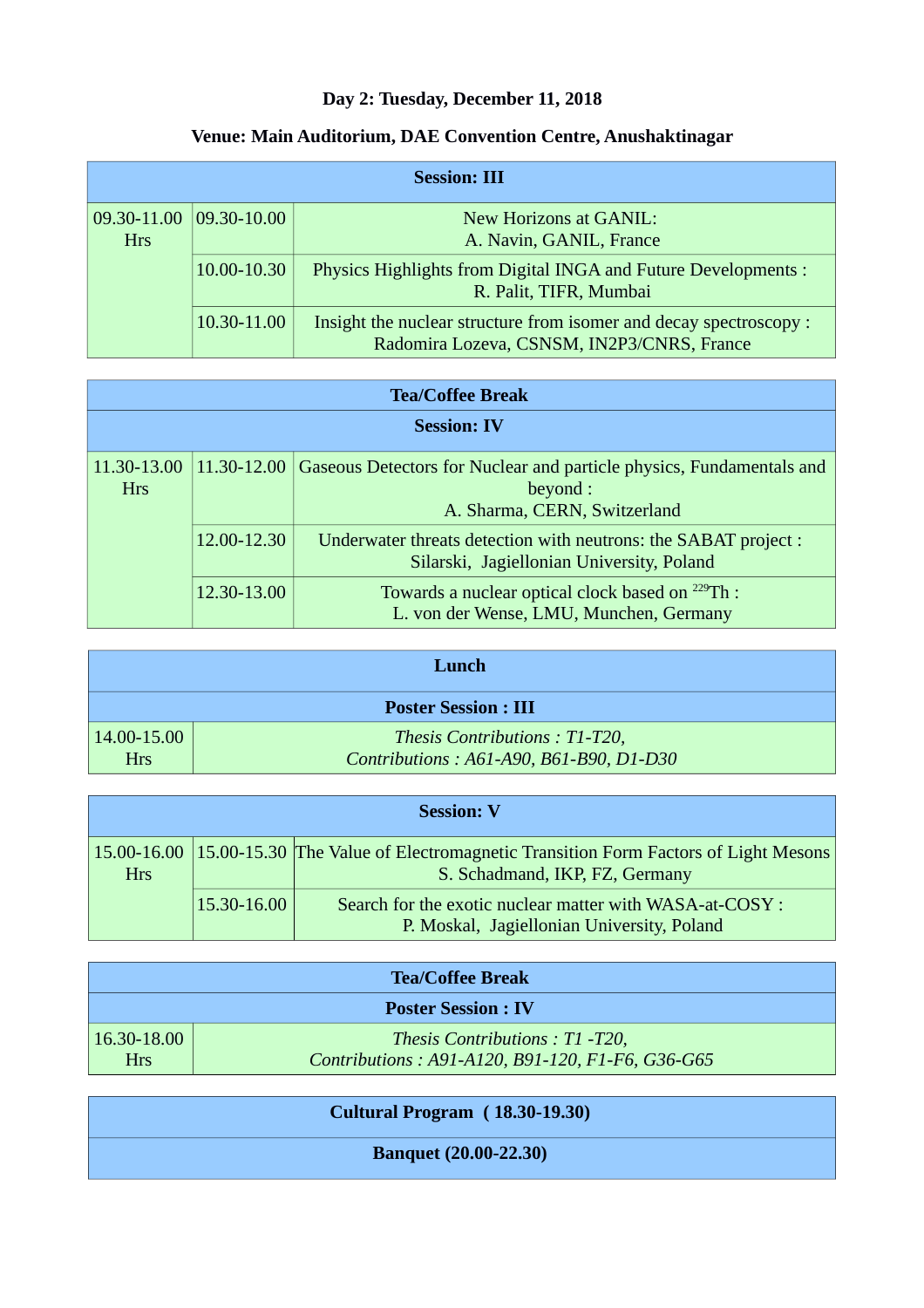**Day 2: Tuesday, December 11, 2018**

**Venue: Main Auditorium, DAE Convention Centre, Anushaktinagar**

| **Session: III** | | |
|---|---|---|
| 09.30-11.00 Hrs | 09.30-10.00 | New Horizons at GANIL: A. Navin, GANIL, France |
| | 10.00-10.30 | Physics Highlights from Digital INGA and Future Developments : R. Palit, TIFR, Mumbai |
| | 10.30-11.00 | Insight the nuclear structure from isomer and decay spectroscopy : Radomira Lozeva, CSNSM, IN2P3/CNRS, France |

| **Tea/Coffee Break** | | |
|---|---|---|
| **Session: IV** | | |
| 11.30-13.00 Hrs | 11.30-12.00 | Gaseous Detectors for Nuclear and particle physics, Fundamentals and beyond : A. Sharma, CERN, Switzerland |
| | 12.00-12.30 | Underwater threats detection with neutrons: the SABAT project : Silarski, Jagiellonian University, Poland |
| | 12.30-13.00 | Towards a nuclear optical clock based on $^{229}$Th : L. von der Wense, LMU, Munchen, Germany |

| **Lunch** | |
|---|---|
| **Poster Session : III** | |
| 14.00-15.00 Hrs | *Thesis Contributions : T1-T20, Contributions : A61-A90, B61-B90, D1-D30* |

| **Session: V** | | |
|---|---|---|
| 15.00-16.00 Hrs | 15.00-15.30 | The Value of Electromagnetic Transition Form Factors of Light Mesons S. Schadmand, IKP, FZ, Germany |
| | 15.30-16.00 | Search for the exotic nuclear matter with WASA-at-COSY : P. Moskal, Jagiellonian University, Poland |

| **Tea/Coffee Break** | |
|---|---|
| **Poster Session : IV** | |
| 16.30-18.00 Hrs | *Thesis Contributions : T1 -T20, Contributions : A91-A120, B91-120, F1-F6, G36-G65* |

| **Cultural Program ( 18.30-19.30)** |
|---|
| **Banquet (20.00-22.30)** |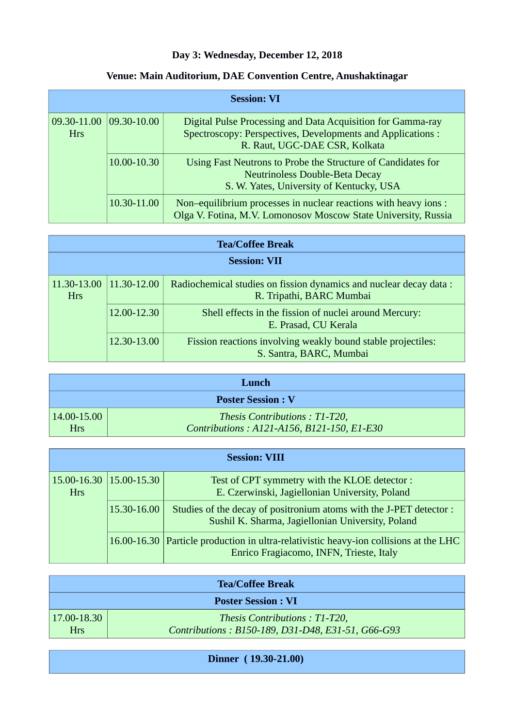**Day 3: Wednesday, December 12, 2018**

**Venue: Main Auditorium, DAE Convention Centre, Anushaktinagar**

| **Session: VI** | | |
|---|---|---|
| 09.30-11.00 Hrs | 09.30-10.00 | Digital Pulse Processing and Data Acquisition for Gamma-ray Spectroscopy: Perspectives, Developments and Applications : R. Raut, UGC-DAE CSR, Kolkata |
| | 10.00-10.30 | Using Fast Neutrons to Probe the Structure of Candidates for Neutrinoless Double-Beta Decay S. W. Yates, University of Kentucky, USA |
| | 10.30-11.00 | Non–equilibrium processes in nuclear reactions with heavy ions : Olga V. Fotina, M.V. Lomonosov Moscow State University, Russia |

| **Tea/Coffee Break** | | |
|---|---|---|
| **Session: VII** | | |
| 11.30-13.00 Hrs | 11.30-12.00 | Radiochemical studies on fission dynamics and nuclear decay data : R. Tripathi, BARC Mumbai |
| | 12.00-12.30 | Shell effects in the fission of nuclei around Mercury: E. Prasad, CU Kerala |
| | 12.30-13.00 | Fission reactions involving weakly bound stable projectiles: S. Santra, BARC, Mumbai |

| **Lunch** | |
|---|---|
| **Poster Session : V** | |
| 14.00-15.00 Hrs | *Thesis Contributions : T1-T20, Contributions : A121-A156, B121-150, E1-E30* |

| **Session: VIII** | | |
|---|---|---|
| 15.00-16.30 Hrs | 15.00-15.30 | Test of CPT symmetry with the KLOE detector : E. Czerwinski, Jagiellonian University, Poland |
| | 15.30-16.00 | Studies of the decay of positronium atoms with the J-PET detector : Sushil K. Sharma, Jagiellonian University, Poland |
| | 16.00-16.30 | Particle production in ultra-relativistic heavy-ion collisions at the LHC Enrico Fragiacomo, INFN, Trieste, Italy |

| **Tea/Coffee Break** | |
|---|---|
| **Poster Session : VI** | |
| 17.00-18.30 Hrs | *Thesis Contributions : T1-T20, Contributions : B150-189, D31-D48, E31-51, G66-G93* |

**Dinner ( 19.30-21.00)**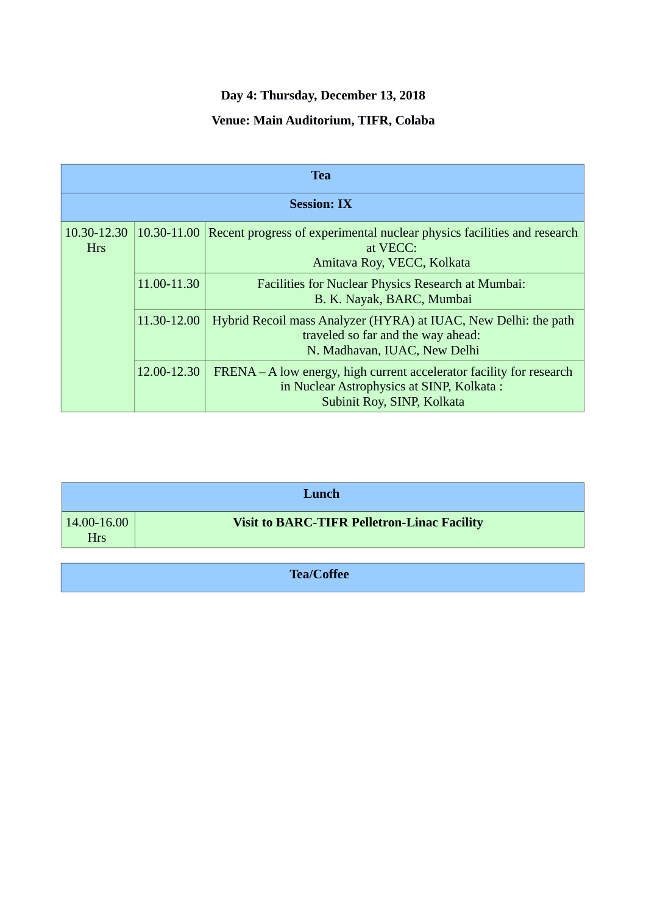**Day 4: Thursday, December 13, 2018**

**Venue: Main Auditorium, TIFR, Colaba**

| **Tea** | | |
|---|---|---|
| **Session: IX** | | |
| 10.30-12.30 Hrs | 10.30-11.00 | Recent progress of experimental nuclear physics facilities and research at VECC: Amitava Roy, VECC, Kolkata |
| | 11.00-11.30 | Facilities for Nuclear Physics Research at Mumbai: B. K. Nayak, BARC, Mumbai |
| | 11.30-12.00 | Hybrid Recoil mass Analyzer (HYRA) at IUAC, New Delhi: the path traveled so far and the way ahead: N. Madhavan, IUAC, New Delhi |
| | 12.00-12.30 | FRENA – A low energy, high current accelerator facility for research in Nuclear Astrophysics at SINP, Kolkata : Subinit Roy, SINP, Kolkata |

| **Lunch** | |
|---|---|
| 14.00-16.00 Hrs | **Visit to BARC-TIFR Pelletron-Linac Facility** |

| **Tea/Coffee** |
|---|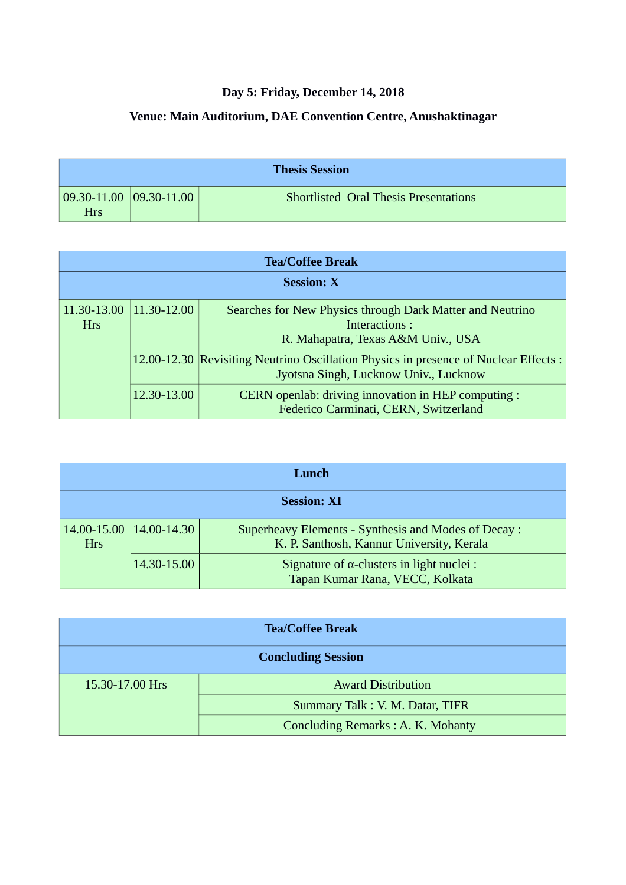**Day 5: Friday, December 14, 2018**

**Venue: Main Auditorium, DAE Convention Centre, Anushaktinagar**

| **Thesis Session** | | |
|---|---|---|
| 09.30-11.00 Hrs | 09.30-11.00 | Shortlisted Oral Thesis Presentations |

| **Tea/Coffee Break** | | |
|---|---|---|
| **Session: X** | | |
| 11.30-13.00 Hrs | 11.30-12.00 | Searches for New Physics through Dark Matter and Neutrino Interactions : R. Mahapatra, Texas A&M Univ., USA |
| | 12.00-12.30 | Revisiting Neutrino Oscillation Physics in presence of Nuclear Effects : Jyotsna Singh, Lucknow Univ., Lucknow |
| | 12.30-13.00 | CERN openlab: driving innovation in HEP computing : Federico Carminati, CERN, Switzerland |

| **Lunch** | | |
|---|---|---|
| **Session: XI** | | |
| 14.00-15.00 Hrs | 14.00-14.30 | Superheavy Elements - Synthesis and Modes of Decay : K. P. Santhosh, Kannur University, Kerala |
| | 14.30-15.00 | Signature of $\alpha$-clusters in light nuclei : Tapan Kumar Rana, VECC, Kolkata |

| **Tea/Coffee Break** | |
|---|---|
| **Concluding Session** | |
| 15.30-17.00 Hrs | Award Distribution |
| | Summary Talk : V. M. Datar, TIFR |
| | Concluding Remarks : A. K. Mohanty |